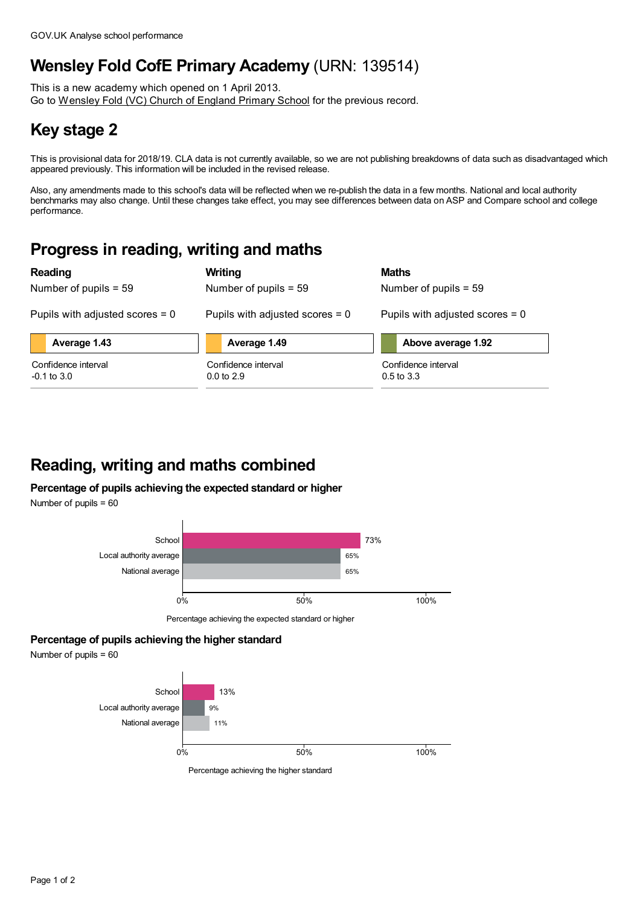GOV.UK Analyse school performance

# Wensley Fold CofE Primary Academy (URN: 139514)

This is a new academy which opened on 1 April 2013.
Go to Wensley Fold (VC) Church of England Primary School for the previous record.

## Key stage 2

This is provisional data for 2018/19. CLA data is not currently available, so we are not publishing breakdowns of data such as disadvantaged which appeared previously. This information will be included in the revised release.

Also, any amendments made to this school's data will be reflected when we re-publish the data in a few months. National and local authority benchmarks may also change. Until these changes take effect, you may see differences between data on ASP and Compare school and college performance.

## Progress in reading, writing and maths

| | Reading | Writing | Maths |
|---|---|---|---|
| Number of pupils | 59 | 59 | 59 |
| Pupils with adjusted scores | 0 | 0 | 0 |
| Progress score | Average 1.43 | Average 1.49 | Above average 1.92 |
| Confidence interval | -0.1 to 3.0 | 0.0 to 2.9 | 0.5 to 3.3 |

## Reading, writing and maths combined

### Percentage of pupils achieving the expected standard or higher

Number of pupils = 60

| | Percentage achieving the expected standard or higher |
|---|---|
| School | 73% |
| Local authority average | 65% |
| National average | 65% |

### Percentage of pupils achieving the higher standard

Number of pupils = 60

| | Percentage achieving the higher standard |
|---|---|
| School | 13% |
| Local authority average | 9% |
| National average | 11% |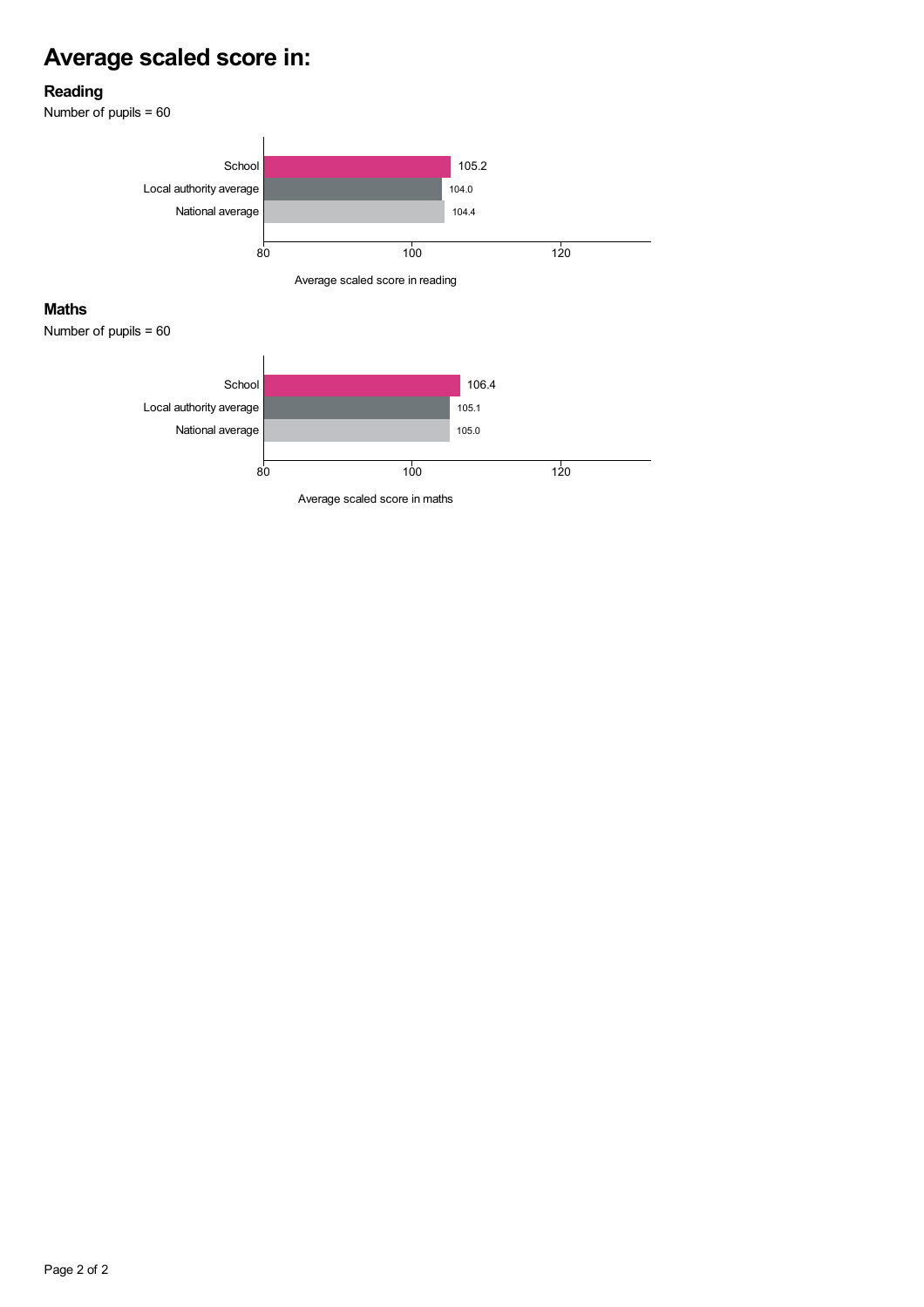# Average scaled score in:

## Reading

Number of pupils = 60

School
Local authority average
National average

105.2
104.0
104.4

80
100
120

Average scaled score in reading

## Maths

Number of pupils = 60

School
Local authority average
National average

106.4
105.1
105.0

80
100
120

Average scaled score in maths